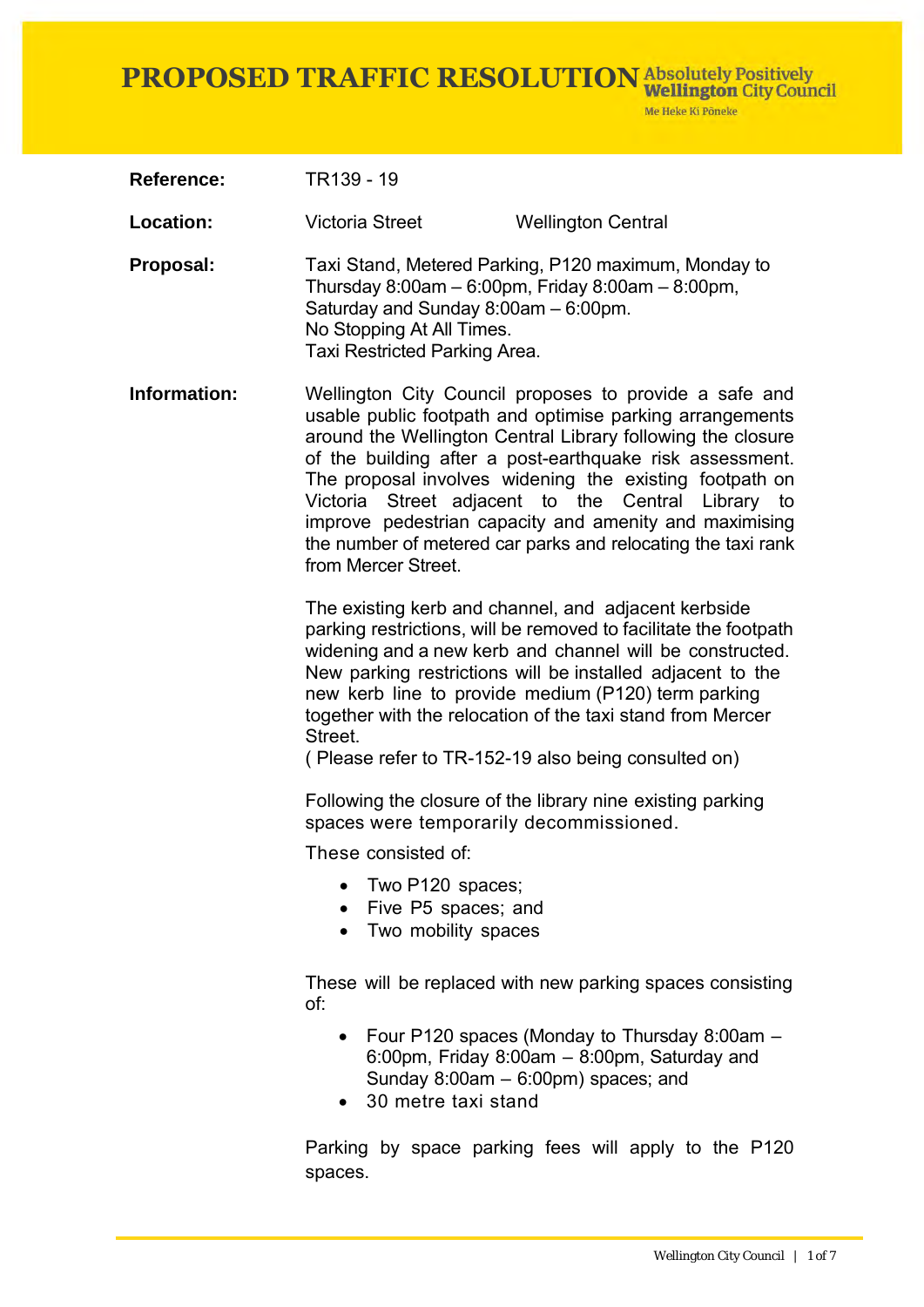# PROPOSED TRAFFIC RESOLUTION

Absolutely Positively **Wellington** City Council
Me Heke Ki Pōneke

| | |
|---|---|
| **Reference:** | TR139 - 19 |
| **Location:** | Victoria Street Wellington Central |
| **Proposal:** | Taxi Stand, Metered Parking, P120 maximum, Monday to Thursday 8:00am – 6:00pm, Friday 8:00am – 8:00pm, Saturday and Sunday 8:00am – 6:00pm.<br>No Stopping At All Times.<br>Taxi Restricted Parking Area. |

**Information:**

Wellington City Council proposes to provide a safe and usable public footpath and optimise parking arrangements around the Wellington Central Library following the closure of the building after a post-earthquake risk assessment. The proposal involves widening the existing footpath on Victoria Street adjacent to the Central Library to improve pedestrian capacity and amenity and maximising the number of metered car parks and relocating the taxi rank from Mercer Street.

The existing kerb and channel, and adjacent kerbside parking restrictions, will be removed to facilitate the footpath widening and a new kerb and channel will be constructed. New parking restrictions will be installed adjacent to the new kerb line to provide medium (P120) term parking together with the relocation of the taxi stand from Mercer Street.
( Please refer to TR-152-19 also being consulted on)

Following the closure of the library nine existing parking spaces were temporarily decommissioned.

These consisted of:

- Two P120 spaces;
- Five P5 spaces; and
- Two mobility spaces

These will be replaced with new parking spaces consisting of:

- Four P120 spaces (Monday to Thursday 8:00am – 6:00pm, Friday 8:00am – 8:00pm, Saturday and Sunday 8:00am – 6:00pm) spaces; and
- 30 metre taxi stand

Parking by space parking fees will apply to the P120 spaces.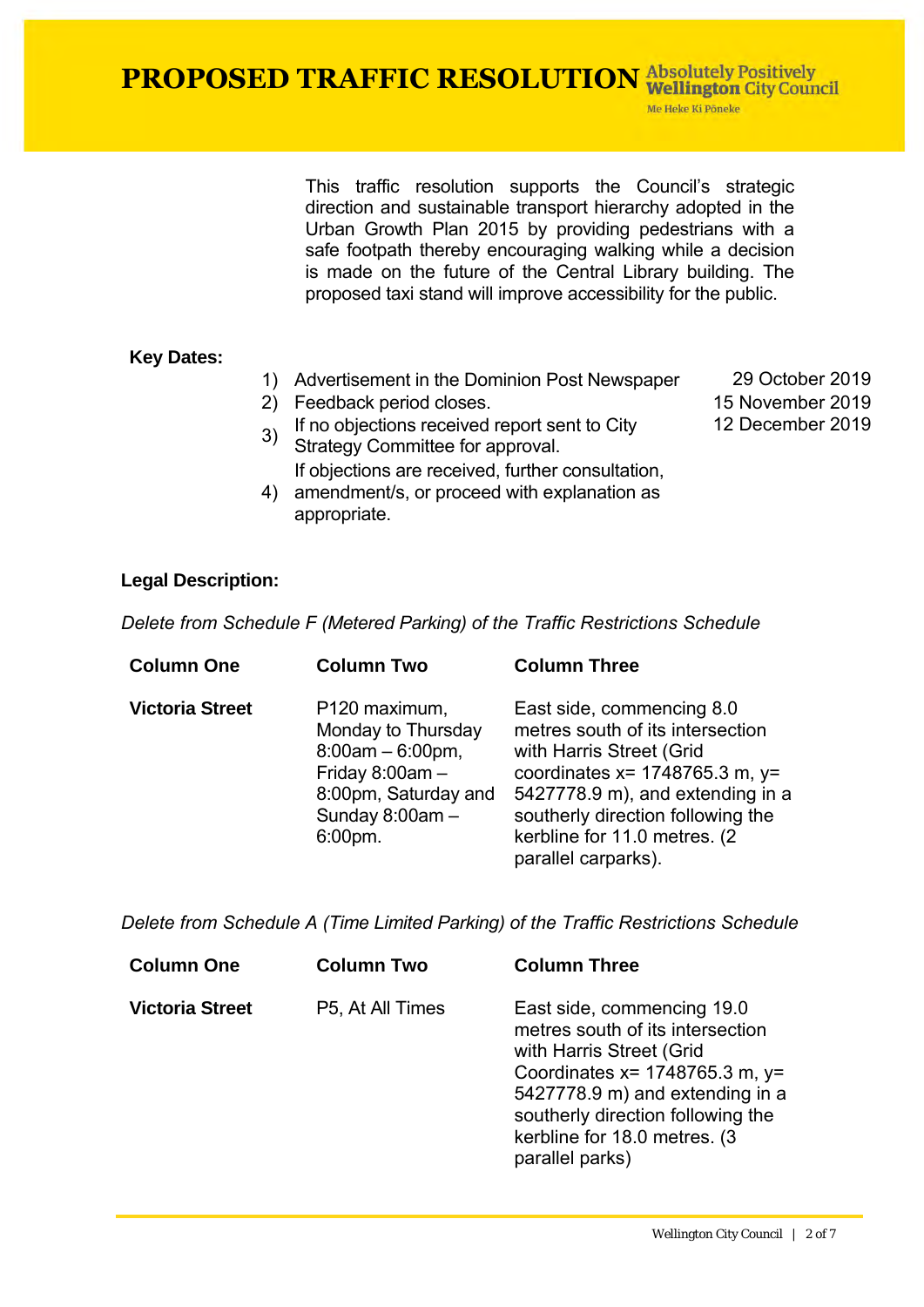# PROPOSED TRAFFIC RESOLUTION

Absolutely Positively **Wellington** City Council
Me Heke Ki Pōneke

This traffic resolution supports the Council's strategic direction and sustainable transport hierarchy adopted in the Urban Growth Plan 2015 by providing pedestrians with a safe footpath thereby encouraging walking while a decision is made on the future of the Central Library building. The proposed taxi stand will improve accessibility for the public.

**Key Dates:**

| | | |
|---|---|---|
| 1) | Advertisement in the Dominion Post Newspaper | 29 October 2019 |
| 2) | Feedback period closes. | 15 November 2019 |
| 3) | If no objections received report sent to City Strategy Committee for approval. | 12 December 2019 |
| 4) | If objections are received, further consultation, amendment/s, or proceed with explanation as appropriate. | |

**Legal Description:**

*Delete from Schedule F (Metered Parking) of the Traffic Restrictions Schedule*

| Column One | Column Two | Column Three |
|---|---|---|
| **Victoria Street** | P120 maximum, Monday to Thursday 8:00am – 6:00pm, Friday 8:00am – 8:00pm, Saturday and Sunday 8:00am – 6:00pm. | East side, commencing 8.0 metres south of its intersection with Harris Street (Grid coordinates x= 1748765.3 m, y= 5427778.9 m), and extending in a southerly direction following the kerbline for 11.0 metres. (2 parallel carparks). |

*Delete from Schedule A (Time Limited Parking) of the Traffic Restrictions Schedule*

| Column One | Column Two | Column Three |
|---|---|---|
| **Victoria Street** | P5, At All Times | East side, commencing 19.0 metres south of its intersection with Harris Street (Grid Coordinates x= 1748765.3 m, y= 5427778.9 m) and extending in a southerly direction following the kerbline for 18.0 metres. (3 parallel parks) |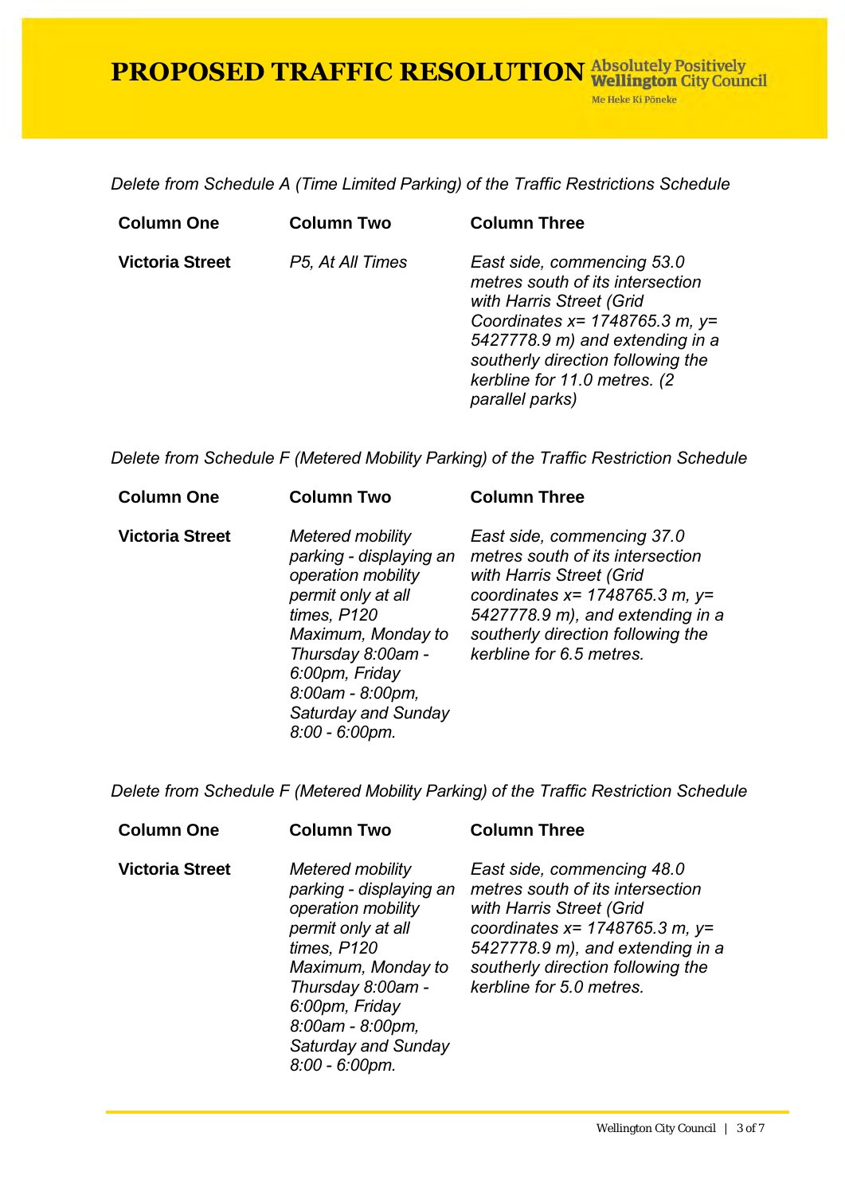*Delete from Schedule A (Time Limited Parking) of the Traffic Restrictions Schedule*

| Column One | Column Two | Column Three |
|---|---|---|
| **Victoria Street** | *P5, At All Times* | *East side, commencing 53.0 metres south of its intersection with Harris Street (Grid Coordinates x= 1748765.3 m, y= 5427778.9 m) and extending in a southerly direction following the kerbline for 11.0 metres. (2 parallel parks)* |

*Delete from Schedule F (Metered Mobility Parking) of the Traffic Restriction Schedule*

| Column One | Column Two | Column Three |
|---|---|---|
| **Victoria Street** | *Metered mobility parking - displaying an operation mobility permit only at all times, P120 Maximum, Monday to Thursday 8:00am - 6:00pm, Friday 8:00am - 8:00pm, Saturday and Sunday 8:00 - 6:00pm.* | *East side, commencing 37.0 metres south of its intersection with Harris Street (Grid coordinates x= 1748765.3 m, y= 5427778.9 m), and extending in a southerly direction following the kerbline for 6.5 metres.* |

*Delete from Schedule F (Metered Mobility Parking) of the Traffic Restriction Schedule*

| Column One | Column Two | Column Three |
|---|---|---|
| **Victoria Street** | *Metered mobility parking - displaying an operation mobility permit only at all times, P120 Maximum, Monday to Thursday 8:00am - 6:00pm, Friday 8:00am - 8:00pm, Saturday and Sunday 8:00 - 6:00pm.* | *East side, commencing 48.0 metres south of its intersection with Harris Street (Grid coordinates x= 1748765.3 m, y= 5427778.9 m), and extending in a southerly direction following the kerbline for 5.0 metres.* |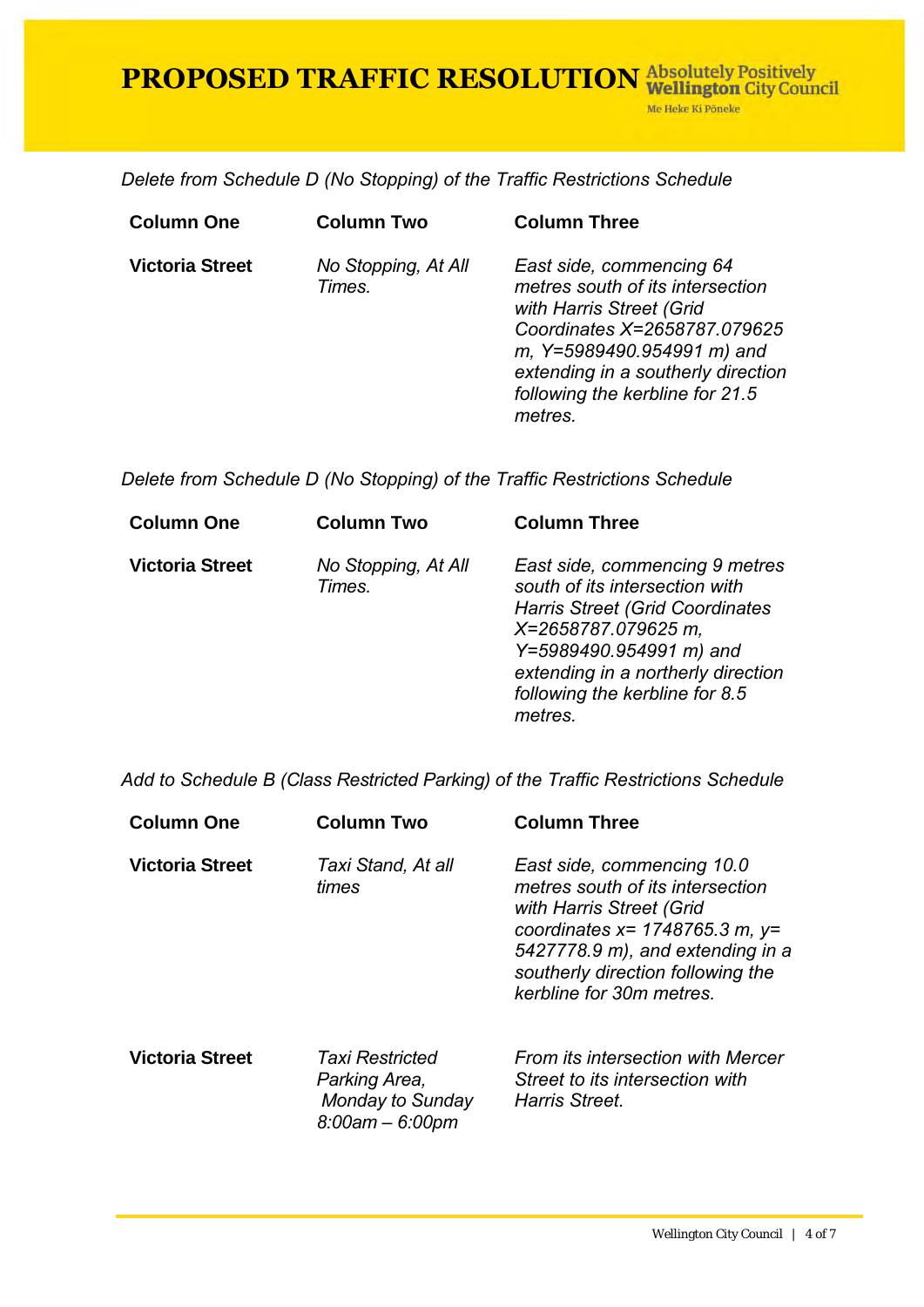*Delete from Schedule D (No Stopping) of the Traffic Restrictions Schedule*

| **Column One** | **Column Two** | **Column Three** |
|---|---|---|
| **Victoria Street** | *No Stopping, At All Times.* | *East side, commencing 64 metres south of its intersection with Harris Street (Grid Coordinates X=2658787.079625 m, Y=5989490.954991 m) and extending in a southerly direction following the kerbline for 21.5 metres.* |

*Delete from Schedule D (No Stopping) of the Traffic Restrictions Schedule*

| **Column One** | **Column Two** | **Column Three** |
|---|---|---|
| **Victoria Street** | *No Stopping, At All Times.* | *East side, commencing 9 metres south of its intersection with Harris Street (Grid Coordinates X=2658787.079625 m, Y=5989490.954991 m) and extending in a northerly direction following the kerbline for 8.5 metres.* |

*Add to Schedule B (Class Restricted Parking) of the Traffic Restrictions Schedule*

| **Column One** | **Column Two** | **Column Three** |
|---|---|---|
| **Victoria Street** | *Taxi Stand, At all times* | *East side, commencing 10.0 metres south of its intersection with Harris Street (Grid coordinates x= 1748765.3 m, y= 5427778.9 m), and extending in a southerly direction following the kerbline for 30m metres.* |
| **Victoria Street** | *Taxi Restricted Parking Area, Monday to Sunday 8:00am – 6:00pm* | *From its intersection with Mercer Street to its intersection with Harris Street.* |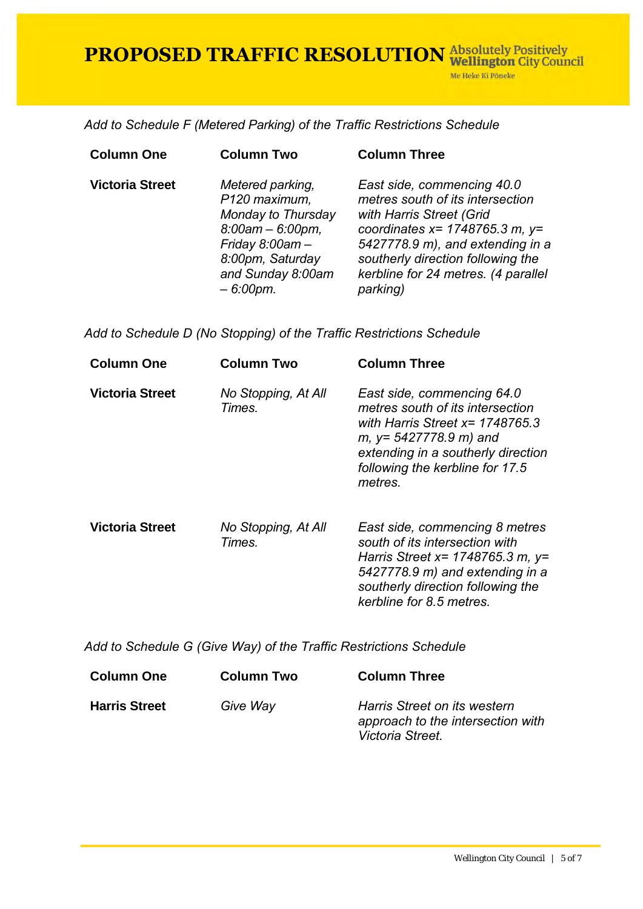*Add to Schedule F (Metered Parking) of the Traffic Restrictions Schedule*

| Column One | Column Two | Column Three |
|---|---|---|
| **Victoria Street** | *Metered parking, P120 maximum, Monday to Thursday 8:00am – 6:00pm, Friday 8:00am – 8:00pm, Saturday and Sunday 8:00am – 6:00pm.* | *East side, commencing 40.0 metres south of its intersection with Harris Street (Grid coordinates x= 1748765.3 m, y= 5427778.9 m), and extending in a southerly direction following the kerbline for 24 metres. (4 parallel parking)* |

*Add to Schedule D (No Stopping) of the Traffic Restrictions Schedule*

| Column One | Column Two | Column Three |
|---|---|---|
| **Victoria Street** | *No Stopping, At All Times.* | *East side, commencing 64.0 metres south of its intersection with Harris Street x= 1748765.3 m, y= 5427778.9 m) and extending in a southerly direction following the kerbline for 17.5 metres.* |
| **Victoria Street** | *No Stopping, At All Times.* | *East side, commencing 8 metres south of its intersection with Harris Street x= 1748765.3 m, y= 5427778.9 m) and extending in a southerly direction following the kerbline for 8.5 metres.* |

*Add to Schedule G (Give Way) of the Traffic Restrictions Schedule*

| Column One | Column Two | Column Three |
|---|---|---|
| **Harris Street** | *Give Way* | *Harris Street on its western approach to the intersection with Victoria Street.* |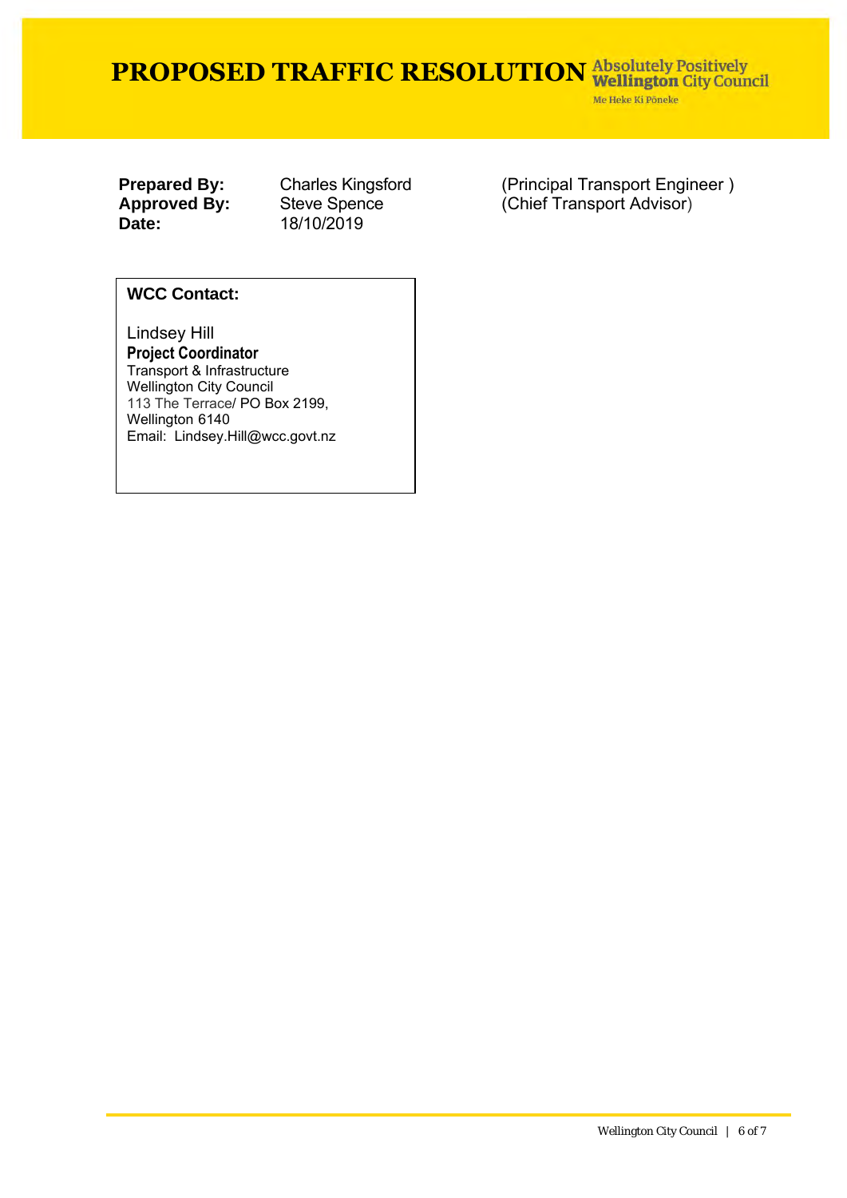# PROPOSED TRAFFIC RESOLUTION

Absolutely Positively **Wellington** City Council
Me Heke Ki Pōneke

| | | |
|---|---|---|
| **Prepared By:** | Charles Kingsford | (Principal Transport Engineer ) |
| **Approved By:** | Steve Spence | (Chief Transport Advisor) |
| **Date:** | 18/10/2019 | |

**WCC Contact:**

Lindsey Hill
**Project Coordinator**
Transport & Infrastructure
Wellington City Council
113 The Terrace/ PO Box 2199,
Wellington 6140
Email: Lindsey.Hill@wcc.govt.nz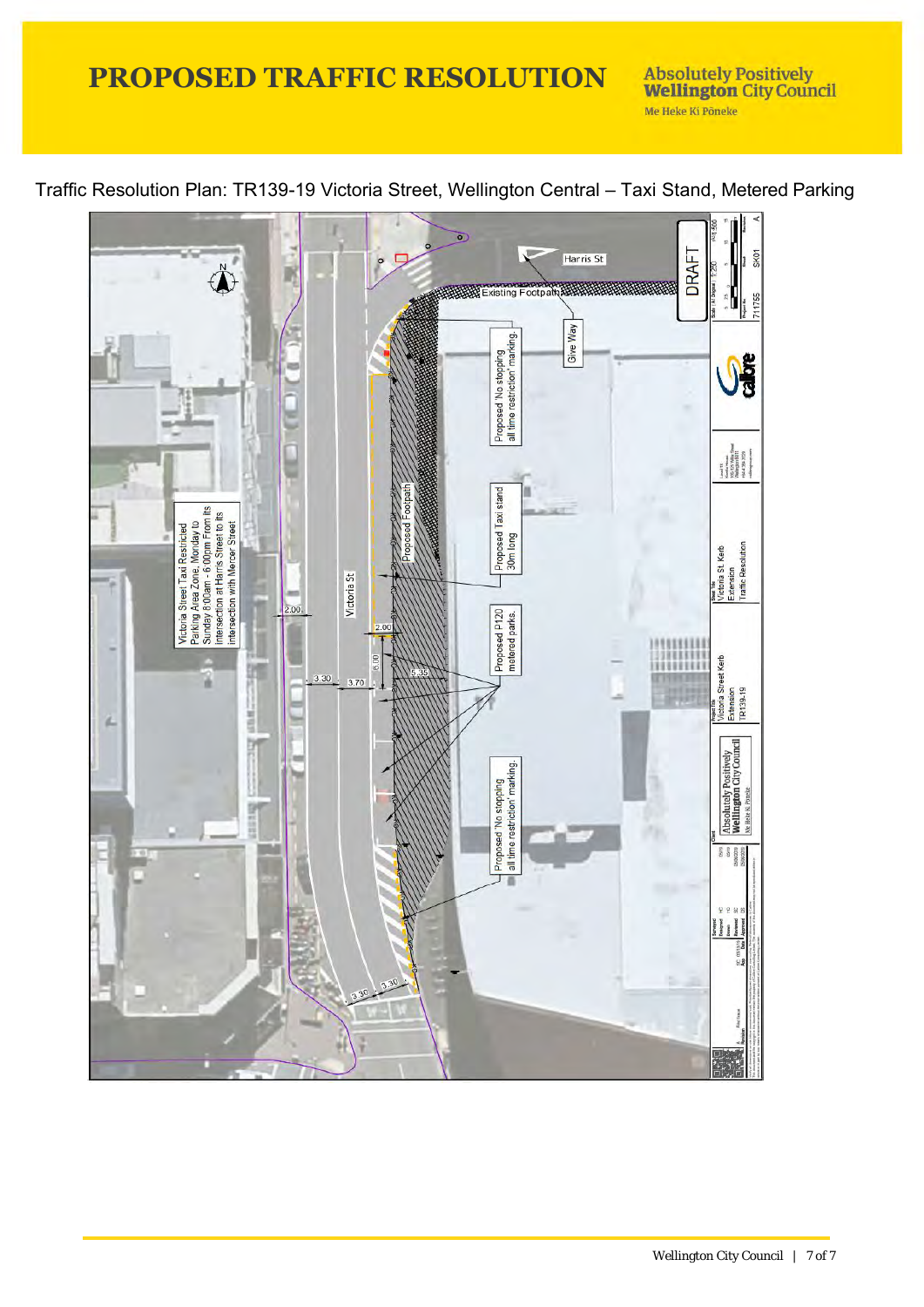# PROPOSED TRAFFIC RESOLUTION

Absolutely Positively **Wellington** City Council
Me Heke Ki Pōneke

Traffic Resolution Plan: TR139-19 Victoria Street, Wellington Central – Taxi Stand, Metered Parking

Harris St

DRAFT

Existing Footpath

Give Way

Proposed 'No stopping all time restriction' marking.

Proposed Taxi stand 30m long

Proposed P120 metered parks.

Proposed 'No stopping all time restriction' marking.

Proposed Footpath

Victoria St

Victoria Street Taxi Restricted Parking Area Zone, Monday to Sunday 8:00am - 6:00am From its intersection at Harris Street to its intersection with Mercer Street

2.00

2.00

6.00

3.30

3.70

5.35

3.30

3.30

Victoria St. Kerb Extension Traffic Resolution

Victoria Street Kerb Extension TR139-19

711755

SK01